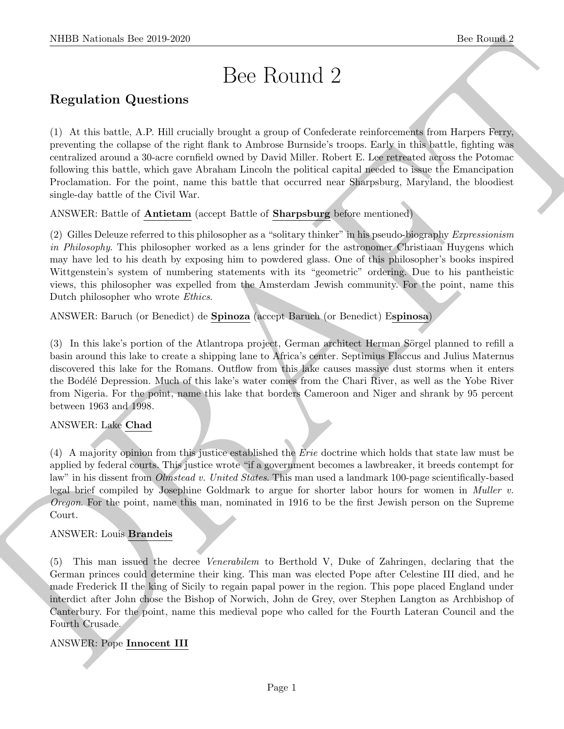# Bee Round 2

## Regulation Questions

(1) At this battle, A.P. Hill crucially brought a group of Confederate reinforcements from Harpers Ferry, preventing the collapse of the right flank to Ambrose Burnside's troops. Early in this battle, fighting was centralized around a 30-acre cornfield owned by David Miller. Robert E. Lee retreated across the Potomac following this battle, which gave Abraham Lincoln the political capital needed to issue the Emancipation Proclamation. For the point, name this battle that occurred near Sharpsburg, Maryland, the bloodiest single-day battle of the Civil War.

ANSWER: Battle of **Antietam** (accept Battle of **Sharpsburg** before mentioned)

(2) Gilles Deleuze referred to this philosopher as a "solitary thinker" in his pseudo-biography *Expressionism in Philosophy*. This philosopher worked as a lens grinder for the astronomer Christiaan Huygens which may have led to his death by exposing him to powdered glass. One of this philosopher's books inspired Wittgenstein's system of numbering statements with its "geometric" ordering. Due to his pantheistic views, this philosopher was expelled from the Amsterdam Jewish community. For the point, name this Dutch philosopher who wrote *Ethics*.

ANSWER: Baruch (or Benedict) de **Spinoza** (accept Baruch (or Benedict) E**spinosa**)

(3) In this lake's portion of the Atlantropa project, German architect Herman Sörgel planned to refill a basin around this lake to create a shipping lane to Africa's center. Septimius Flaccus and Julius Maternus discovered this lake for the Romans. Outflow from this lake causes massive dust storms when it enters the Bodélé Depression. Much of this lake's water comes from the Chari River, as well as the Yobe River from Nigeria. For the point, name this lake that borders Cameroon and Niger and shrank by 95 percent between 1963 and 1998.

ANSWER: Lake **Chad**

(4) A majority opinion from this justice established the *Erie* doctrine which holds that state law must be applied by federal courts. This justice wrote "if a government becomes a lawbreaker, it breeds contempt for law" in his dissent from *Olmstead v. United States*. This man used a landmark 100-page scientifically-based legal brief compiled by Josephine Goldmark to argue for shorter labor hours for women in *Muller v. Oregon*. For the point, name this man, nominated in 1916 to be the first Jewish person on the Supreme Court.

ANSWER: Louis **Brandeis**

(5) This man issued the decree *Venerabilem* to Berthold V, Duke of Zahringen, declaring that the German princes could determine their king. This man was elected Pope after Celestine III died, and he made Frederick II the king of Sicily to regain papal power in the region. This pope placed England under interdict after John chose the Bishop of Norwich, John de Grey, over Stephen Langton as Archbishop of Canterbury. For the point, name this medieval pope who called for the Fourth Lateran Council and the Fourth Crusade.

ANSWER: Pope **Innocent III**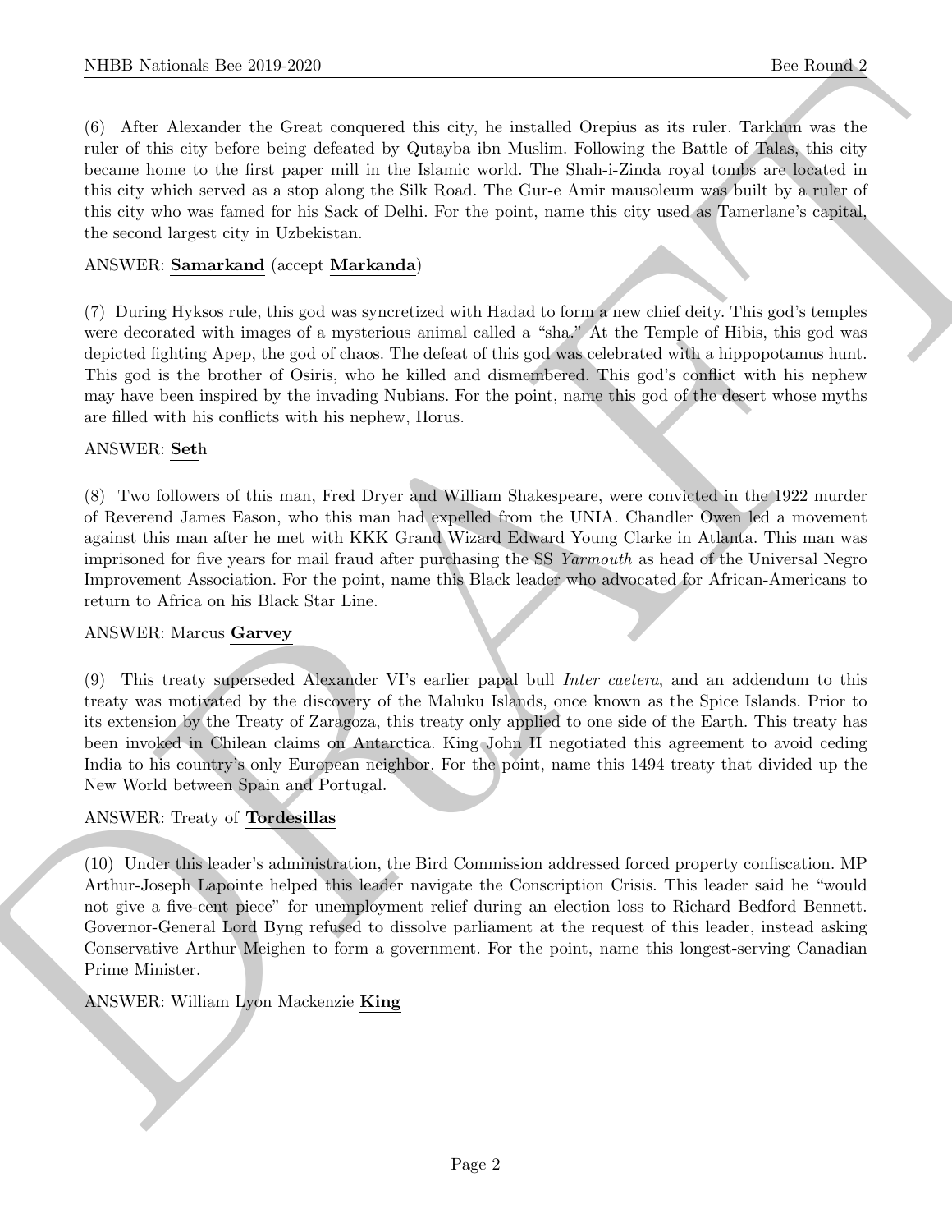(6) After Alexander the Great conquered this city, he installed Orepius as its ruler. Tarkhun was the ruler of this city before being defeated by Qutayba ibn Muslim. Following the Battle of Talas, this city became home to the first paper mill in the Islamic world. The Shah-i-Zinda royal tombs are located in this city which served as a stop along the Silk Road. The Gur-e Amir mausoleum was built by a ruler of this city who was famed for his Sack of Delhi. For the point, name this city used as Tamerlane's capital, the second largest city in Uzbekistan.

ANSWER: **Samarkand** (accept **Markanda**)

(7) During Hyksos rule, this god was syncretized with Hadad to form a new chief deity. This god's temples were decorated with images of a mysterious animal called a "sha." At the Temple of Hibis, this god was depicted fighting Apep, the god of chaos. The defeat of this god was celebrated with a hippopotamus hunt. This god is the brother of Osiris, who he killed and dismembered. This god's conflict with his nephew may have been inspired by the invading Nubians. For the point, name this god of the desert whose myths are filled with his conflicts with his nephew, Horus.

ANSWER: **Set**h

(8) Two followers of this man, Fred Dryer and William Shakespeare, were convicted in the 1922 murder of Reverend James Eason, who this man had expelled from the UNIA. Chandler Owen led a movement against this man after he met with KKK Grand Wizard Edward Young Clarke in Atlanta. This man was imprisoned for five years for mail fraud after purchasing the SS *Yarmouth* as head of the Universal Negro Improvement Association. For the point, name this Black leader who advocated for African-Americans to return to Africa on his Black Star Line.

ANSWER: Marcus **Garvey**

(9) This treaty superseded Alexander VI's earlier papal bull *Inter caetera*, and an addendum to this treaty was motivated by the discovery of the Maluku Islands, once known as the Spice Islands. Prior to its extension by the Treaty of Zaragoza, this treaty only applied to one side of the Earth. This treaty has been invoked in Chilean claims on Antarctica. King John II negotiated this agreement to avoid ceding India to his country's only European neighbor. For the point, name this 1494 treaty that divided up the New World between Spain and Portugal.

ANSWER: Treaty of **Tordesillas**

(10) Under this leader's administration, the Bird Commission addressed forced property confiscation. MP Arthur-Joseph Lapointe helped this leader navigate the Conscription Crisis. This leader said he "would not give a five-cent piece" for unemployment relief during an election loss to Richard Bedford Bennett. Governor-General Lord Byng refused to dissolve parliament at the request of this leader, instead asking Conservative Arthur Meighen to form a government. For the point, name this longest-serving Canadian Prime Minister.

ANSWER: William Lyon Mackenzie **King**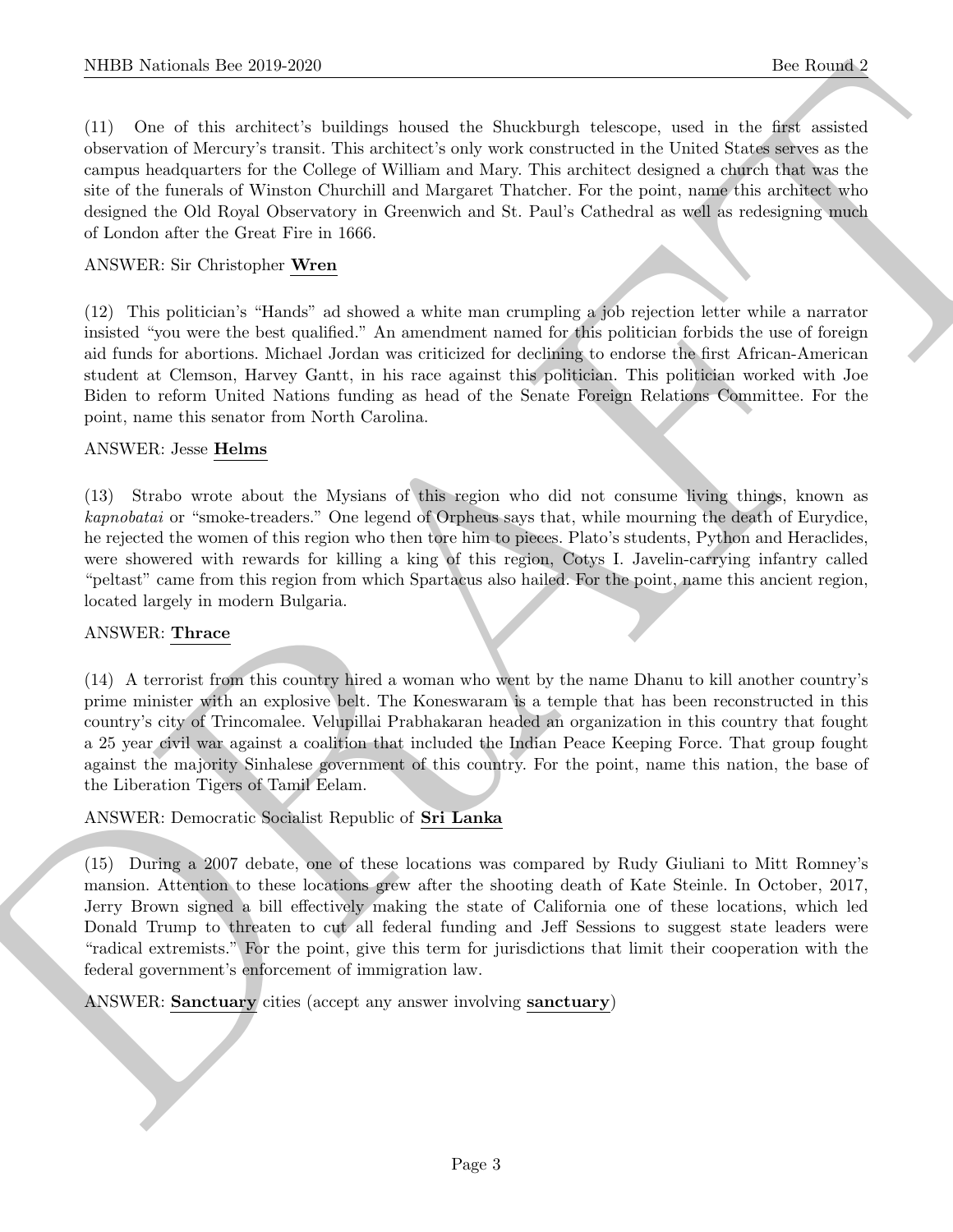(11) One of this architect's buildings housed the Shuckburgh telescope, used in the first assisted observation of Mercury's transit. This architect's only work constructed in the United States serves as the campus headquarters for the College of William and Mary. This architect designed a church that was the site of the funerals of Winston Churchill and Margaret Thatcher. For the point, name this architect who designed the Old Royal Observatory in Greenwich and St. Paul's Cathedral as well as redesigning much of London after the Great Fire in 1666.

ANSWER: Sir Christopher **Wren**

(12) This politician's "Hands" ad showed a white man crumpling a job rejection letter while a narrator insisted "you were the best qualified." An amendment named for this politician forbids the use of foreign aid funds for abortions. Michael Jordan was criticized for declining to endorse the first African-American student at Clemson, Harvey Gantt, in his race against this politician. This politician worked with Joe Biden to reform United Nations funding as head of the Senate Foreign Relations Committee. For the point, name this senator from North Carolina.

ANSWER: Jesse **Helms**

(13) Strabo wrote about the Mysians of this region who did not consume living things, known as *kapnobatai* or "smoke-treaders." One legend of Orpheus says that, while mourning the death of Eurydice, he rejected the women of this region who then tore him to pieces. Plato's students, Python and Heraclides, were showered with rewards for killing a king of this region, Cotys I. Javelin-carrying infantry called "peltast" came from this region from which Spartacus also hailed. For the point, name this ancient region, located largely in modern Bulgaria.

ANSWER: **Thrace**

(14) A terrorist from this country hired a woman who went by the name Dhanu to kill another country's prime minister with an explosive belt. The Koneswaram is a temple that has been reconstructed in this country's city of Trincomalee. Velupillai Prabhakaran headed an organization in this country that fought a 25 year civil war against a coalition that included the Indian Peace Keeping Force. That group fought against the majority Sinhalese government of this country. For the point, name this nation, the base of the Liberation Tigers of Tamil Eelam.

ANSWER: Democratic Socialist Republic of **Sri Lanka**

(15) During a 2007 debate, one of these locations was compared by Rudy Giuliani to Mitt Romney's mansion. Attention to these locations grew after the shooting death of Kate Steinle. In October, 2017, Jerry Brown signed a bill effectively making the state of California one of these locations, which led Donald Trump to threaten to cut all federal funding and Jeff Sessions to suggest state leaders were "radical extremists." For the point, give this term for jurisdictions that limit their cooperation with the federal government's enforcement of immigration law.

ANSWER: **Sanctuary** cities (accept any answer involving **sanctuary**)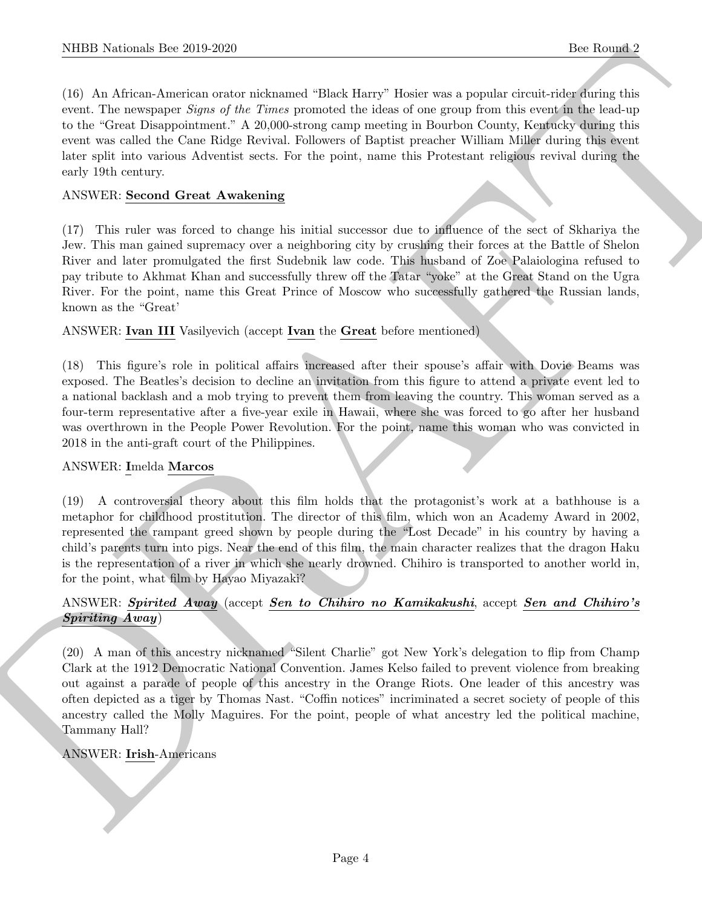(16) An African-American orator nicknamed "Black Harry" Hosier was a popular circuit-rider during this event. The newspaper *Signs of the Times* promoted the ideas of one group from this event in the lead-up to the "Great Disappointment." A 20,000-strong camp meeting in Bourbon County, Kentucky during this event was called the Cane Ridge Revival. Followers of Baptist preacher William Miller during this event later split into various Adventist sects. For the point, name this Protestant religious revival during the early 19th century.

ANSWER: **Second Great Awakening**

(17) This ruler was forced to change his initial successor due to influence of the sect of Skhariya the Jew. This man gained supremacy over a neighboring city by crushing their forces at the Battle of Shelon River and later promulgated the first Sudebnik law code. This husband of Zoe Palaiologina refused to pay tribute to Akhmat Khan and successfully threw off the Tatar "yoke" at the Great Stand on the Ugra River. For the point, name this Great Prince of Moscow who successfully gathered the Russian lands, known as the "Great'

ANSWER: **Ivan III** Vasilyevich (accept **Ivan** the **Great** before mentioned)

(18) This figure's role in political affairs increased after their spouse's affair with Dovie Beams was exposed. The Beatles's decision to decline an invitation from this figure to attend a private event led to a national backlash and a mob trying to prevent them from leaving the country. This woman served as a four-term representative after a five-year exile in Hawaii, where she was forced to go after her husband was overthrown in the People Power Revolution. For the point, name this woman who was convicted in 2018 in the anti-graft court of the Philippines.

ANSWER: **I**melda **Marcos**

(19) A controversial theory about this film holds that the protagonist's work at a bathhouse is a metaphor for childhood prostitution. The director of this film, which won an Academy Award in 2002, represented the rampant greed shown by people during the "Lost Decade" in his country by having a child's parents turn into pigs. Near the end of this film, the main character realizes that the dragon Haku is the representation of a river in which she nearly drowned. Chihiro is transported to another world in, for the point, what film by Hayao Miyazaki?

ANSWER: ***Spirited Away*** (accept ***Sen to Chihiro no Kamikakushi***, accept ***Sen and Chihiro's Spiriting Away***)

(20) A man of this ancestry nicknamed "Silent Charlie" got New York's delegation to flip from Champ Clark at the 1912 Democratic National Convention. James Kelso failed to prevent violence from breaking out against a parade of people of this ancestry in the Orange Riots. One leader of this ancestry was often depicted as a tiger by Thomas Nast. "Coffin notices" incriminated a secret society of people of this ancestry called the Molly Maguires. For the point, people of what ancestry led the political machine, Tammany Hall?

ANSWER: **Irish**-Americans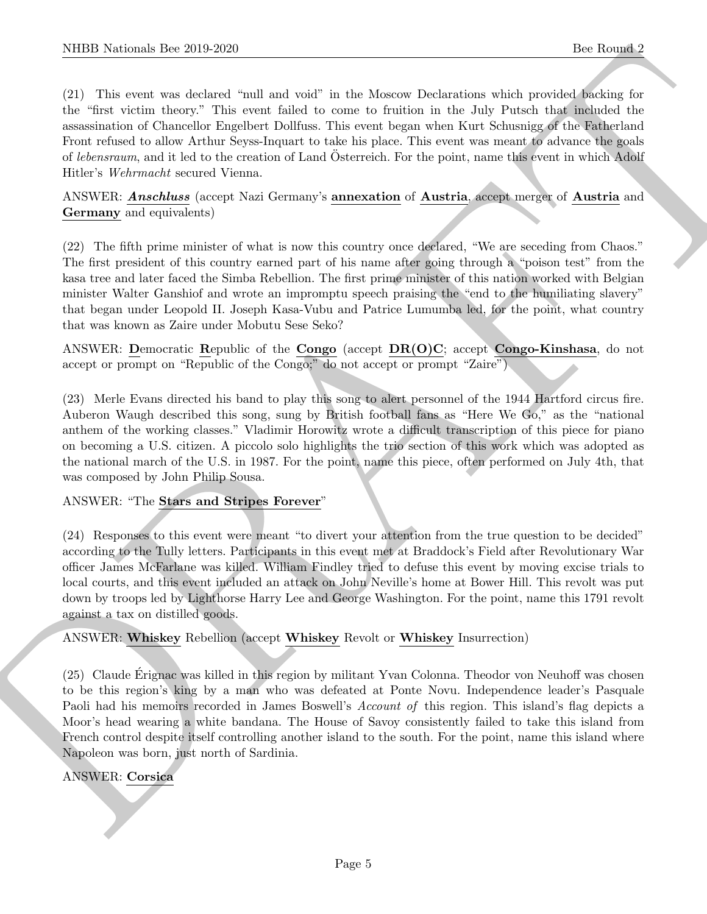(21) This event was declared "null and void" in the Moscow Declarations which provided backing for the "first victim theory." This event failed to come to fruition in the July Putsch that included the assassination of Chancellor Engelbert Dollfuss. This event began when Kurt Schusnigg of the Fatherland Front refused to allow Arthur Seyss-Inquart to take his place. This event was meant to advance the goals of *lebensraum*, and it led to the creation of Land Österreich. For the point, name this event in which Adolf Hitler's *Wehrmacht* secured Vienna.

ANSWER: ***Anschluss*** (accept Nazi Germany's **annexation** of **Austria**, accept merger of **Austria** and **Germany** and equivalents)

(22) The fifth prime minister of what is now this country once declared, "We are seceding from Chaos." The first president of this country earned part of his name after going through a "poison test" from the kasa tree and later faced the Simba Rebellion. The first prime minister of this nation worked with Belgian minister Walter Ganshiof and wrote an impromptu speech praising the "end to the humiliating slavery" that began under Leopold II. Joseph Kasa-Vubu and Patrice Lumumba led, for the point, what country that was known as Zaire under Mobutu Sese Seko?

ANSWER: **D**emocratic **R**epublic of the **Congo** (accept **DR(O)C**; accept **Congo-Kinshasa**, do not accept or prompt on "Republic of the Congo;" do not accept or prompt "Zaire")

(23) Merle Evans directed his band to play this song to alert personnel of the 1944 Hartford circus fire. Auberon Waugh described this song, sung by British football fans as "Here We Go," as the "national anthem of the working classes." Vladimir Horowitz wrote a difficult transcription of this piece for piano on becoming a U.S. citizen. A piccolo solo highlights the trio section of this work which was adopted as the national march of the U.S. in 1987. For the point, name this piece, often performed on July 4th, that was composed by John Philip Sousa.

ANSWER: "The **Stars and Stripes Forever**"

(24) Responses to this event were meant "to divert your attention from the true question to be decided" according to the Tully letters. Participants in this event met at Braddock's Field after Revolutionary War officer James McFarlane was killed. William Findley tried to defuse this event by moving excise trials to local courts, and this event included an attack on John Neville's home at Bower Hill. This revolt was put down by troops led by Lighthorse Harry Lee and George Washington. For the point, name this 1791 revolt against a tax on distilled goods.

ANSWER: **Whiskey** Rebellion (accept **Whiskey** Revolt or **Whiskey** Insurrection)

(25) Claude Érignac was killed in this region by militant Yvan Colonna. Theodor von Neuhoff was chosen to be this region's king by a man who was defeated at Ponte Novu. Independence leader's Pasquale Paoli had his memoirs recorded in James Boswell's *Account of* this region. This island's flag depicts a Moor's head wearing a white bandana. The House of Savoy consistently failed to take this island from French control despite itself controlling another island to the south. For the point, name this island where Napoleon was born, just north of Sardinia.

ANSWER: **Corsica**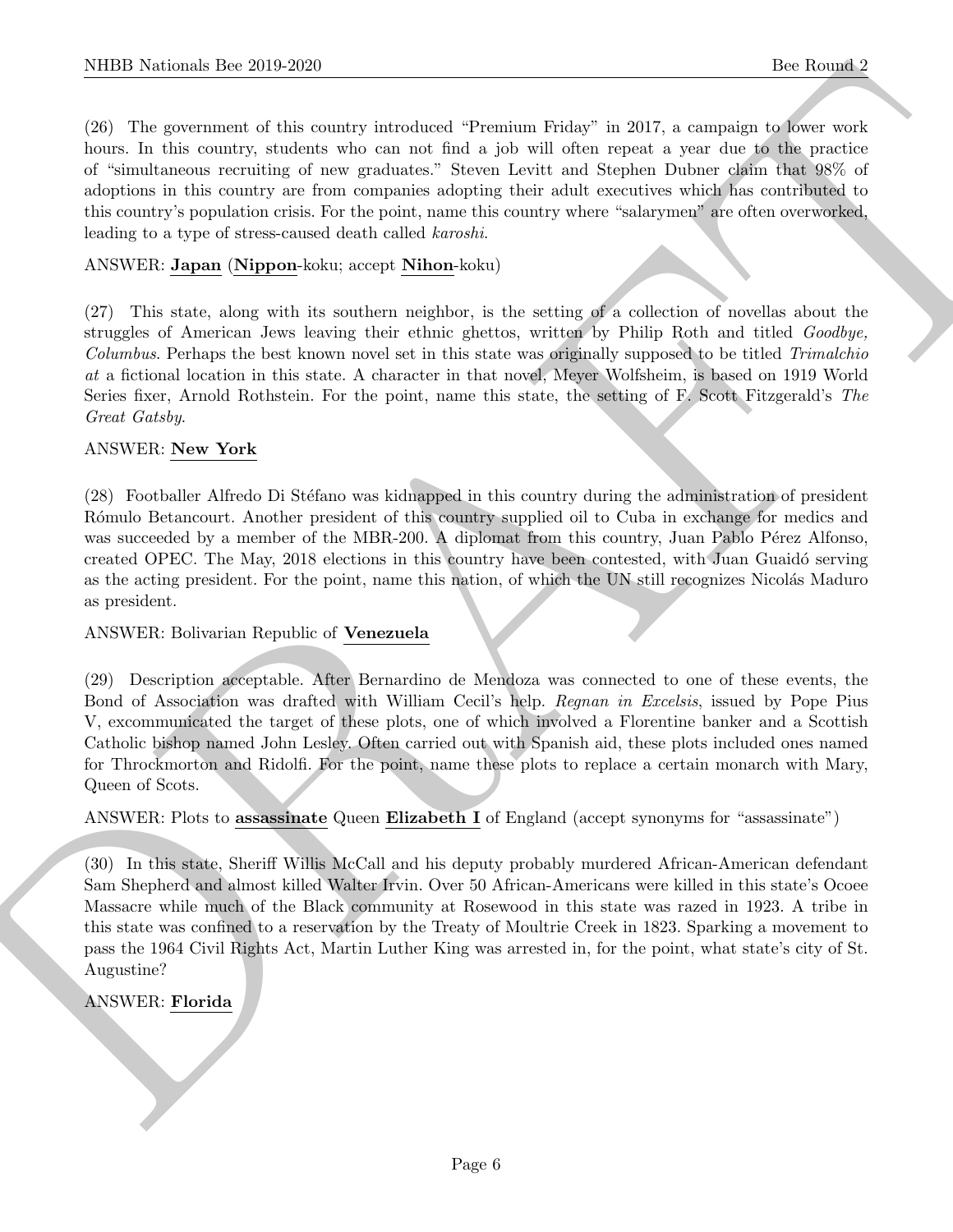(26) The government of this country introduced "Premium Friday" in 2017, a campaign to lower work hours. In this country, students who can not find a job will often repeat a year due to the practice of "simultaneous recruiting of new graduates." Steven Levitt and Stephen Dubner claim that 98% of adoptions in this country are from companies adopting their adult executives which has contributed to this country's population crisis. For the point, name this country where "salarymen" are often overworked, leading to a type of stress-caused death called *karoshi*.

ANSWER: **Japan** (**Nippon**-koku; accept **Nihon**-koku)

(27) This state, along with its southern neighbor, is the setting of a collection of novellas about the struggles of American Jews leaving their ethnic ghettos, written by Philip Roth and titled *Goodbye, Columbus*. Perhaps the best known novel set in this state was originally supposed to be titled *Trimalchio at* a fictional location in this state. A character in that novel, Meyer Wolfsheim, is based on 1919 World Series fixer, Arnold Rothstein. For the point, name this state, the setting of F. Scott Fitzgerald's *The Great Gatsby*.

ANSWER: **New York**

(28) Footballer Alfredo Di Stéfano was kidnapped in this country during the administration of president Rómulo Betancourt. Another president of this country supplied oil to Cuba in exchange for medics and was succeeded by a member of the MBR-200. A diplomat from this country, Juan Pablo Pérez Alfonso, created OPEC. The May, 2018 elections in this country have been contested, with Juan Guaidó serving as the acting president. For the point, name this nation, of which the UN still recognizes Nicolás Maduro as president.

ANSWER: Bolivarian Republic of **Venezuela**

(29) Description acceptable. After Bernardino de Mendoza was connected to one of these events, the Bond of Association was drafted with William Cecil's help. *Regnan in Excelsis*, issued by Pope Pius V, excommunicated the target of these plots, one of which involved a Florentine banker and a Scottish Catholic bishop named John Lesley. Often carried out with Spanish aid, these plots included ones named for Throckmorton and Ridolfi. For the point, name these plots to replace a certain monarch with Mary, Queen of Scots.

ANSWER: Plots to **assassinate** Queen **Elizabeth I** of England (accept synonyms for "assassinate")

(30) In this state, Sheriff Willis McCall and his deputy probably murdered African-American defendant Sam Shepherd and almost killed Walter Irvin. Over 50 African-Americans were killed in this state's Ocoee Massacre while much of the Black community at Rosewood in this state was razed in 1923. A tribe in this state was confined to a reservation by the Treaty of Moultrie Creek in 1823. Sparking a movement to pass the 1964 Civil Rights Act, Martin Luther King was arrested in, for the point, what state's city of St. Augustine?

ANSWER: **Florida**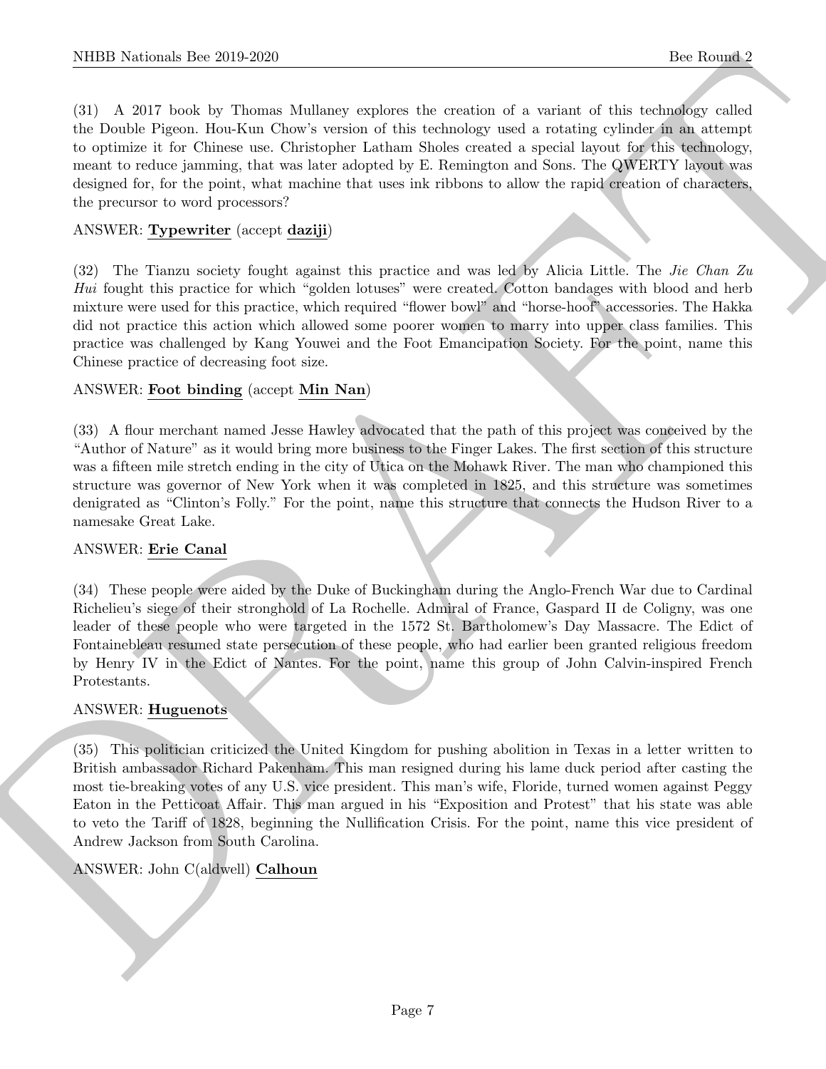(31) A 2017 book by Thomas Mullaney explores the creation of a variant of this technology called the Double Pigeon. Hou-Kun Chow's version of this technology used a rotating cylinder in an attempt to optimize it for Chinese use. Christopher Latham Sholes created a special layout for this technology, meant to reduce jamming, that was later adopted by E. Remington and Sons. The QWERTY layout was designed for, for the point, what machine that uses ink ribbons to allow the rapid creation of characters, the precursor to word processors?

ANSWER: **Typewriter** (accept **daziji**)

(32) The Tianzu society fought against this practice and was led by Alicia Little. The *Jie Chan Zu Hui* fought this practice for which "golden lotuses" were created. Cotton bandages with blood and herb mixture were used for this practice, which required "flower bowl" and "horse-hoof" accessories. The Hakka did not practice this action which allowed some poorer women to marry into upper class families. This practice was challenged by Kang Youwei and the Foot Emancipation Society. For the point, name this Chinese practice of decreasing foot size.

ANSWER: **Foot binding** (accept **Min Nan**)

(33) A flour merchant named Jesse Hawley advocated that the path of this project was conceived by the "Author of Nature" as it would bring more business to the Finger Lakes. The first section of this structure was a fifteen mile stretch ending in the city of Utica on the Mohawk River. The man who championed this structure was governor of New York when it was completed in 1825, and this structure was sometimes denigrated as "Clinton's Folly." For the point, name this structure that connects the Hudson River to a namesake Great Lake.

ANSWER: **Erie Canal**

(34) These people were aided by the Duke of Buckingham during the Anglo-French War due to Cardinal Richelieu's siege of their stronghold of La Rochelle. Admiral of France, Gaspard II de Coligny, was one leader of these people who were targeted in the 1572 St. Bartholomew's Day Massacre. The Edict of Fontainebleau resumed state persecution of these people, who had earlier been granted religious freedom by Henry IV in the Edict of Nantes. For the point, name this group of John Calvin-inspired French Protestants.

ANSWER: **Huguenots**

(35) This politician criticized the United Kingdom for pushing abolition in Texas in a letter written to British ambassador Richard Pakenham. This man resigned during his lame duck period after casting the most tie-breaking votes of any U.S. vice president. This man's wife, Floride, turned women against Peggy Eaton in the Petticoat Affair. This man argued in his "Exposition and Protest" that his state was able to veto the Tariff of 1828, beginning the Nullification Crisis. For the point, name this vice president of Andrew Jackson from South Carolina.

ANSWER: John C(aldwell) **Calhoun**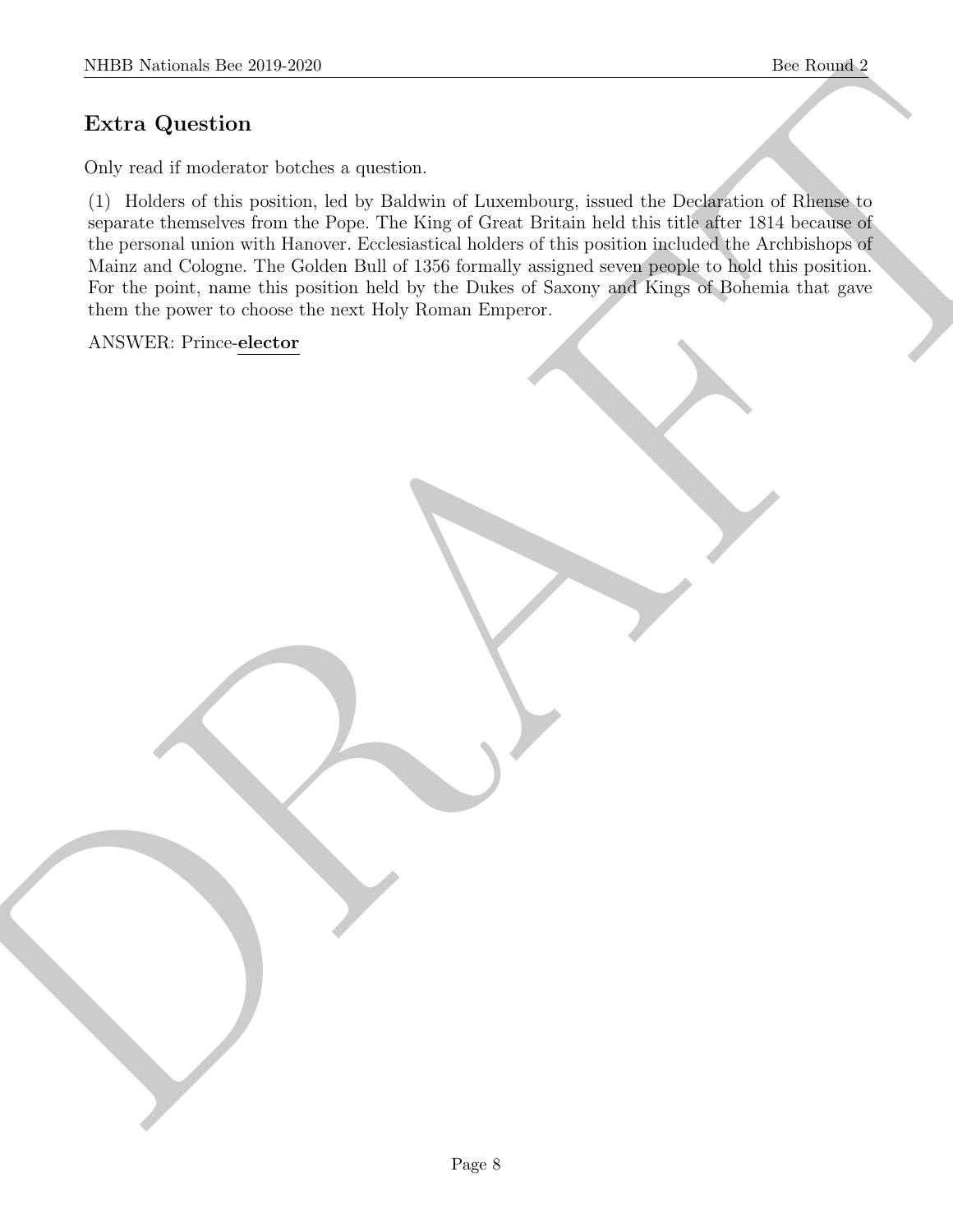## Extra Question

Only read if moderator botches a question.

(1) Holders of this position, led by Baldwin of Luxembourg, issued the Declaration of Rhense to separate themselves from the Pope. The King of Great Britain held this title after 1814 because of the personal union with Hanover. Ecclesiastical holders of this position included the Archbishops of Mainz and Cologne. The Golden Bull of 1356 formally assigned seven people to hold this position. For the point, name this position held by the Dukes of Saxony and Kings of Bohemia that gave them the power to choose the next Holy Roman Emperor.

ANSWER: Prince-**elector**